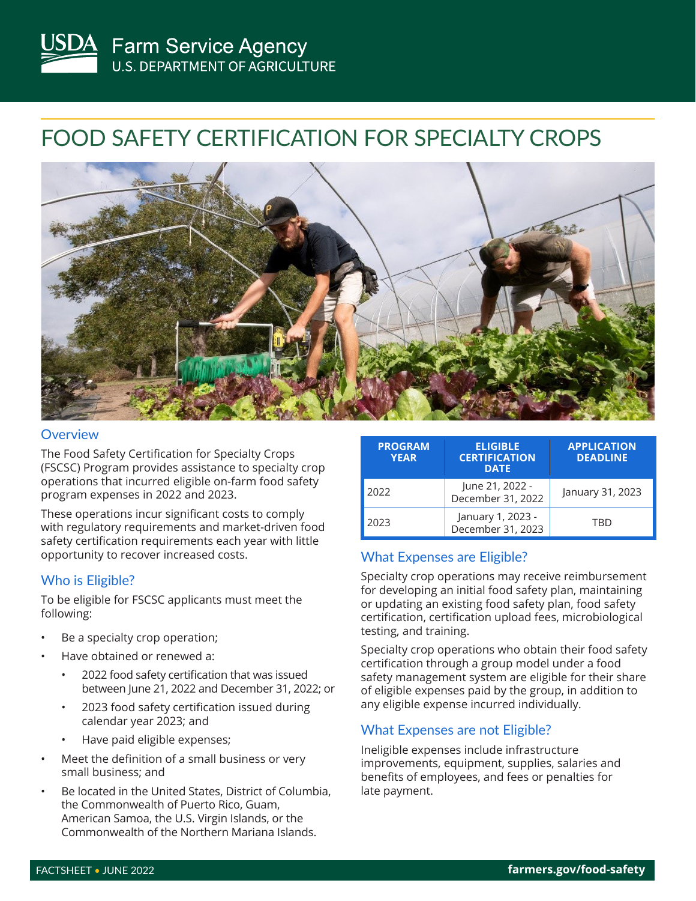USDA Farm Service Agency
U.S. DEPARTMENT OF AGRICULTURE

# FOOD SAFETY CERTIFICATION FOR SPECIALTY CROPS

## Overview

The Food Safety Certification for Specialty Crops (FSCSC) Program provides assistance to specialty crop operations that incurred eligible on-farm food safety program expenses in 2022 and 2023.

These operations incur significant costs to comply with regulatory requirements and market-driven food safety certification requirements each year with little opportunity to recover increased costs.

## Who is Eligible?

To be eligible for FSCSC applicants must meet the following:

- Be a specialty crop operation;
- Have obtained or renewed a:
  - 2022 food safety certification that was issued between June 21, 2022 and December 31, 2022; or
  - 2023 food safety certification issued during calendar year 2023; and
  - Have paid eligible expenses;
- Meet the definition of a small business or very small business; and
- Be located in the United States, District of Columbia, the Commonwealth of Puerto Rico, Guam, American Samoa, the U.S. Virgin Islands, or the Commonwealth of the Northern Mariana Islands.

| PROGRAM YEAR | ELIGIBLE CERTIFICATION DATE | APPLICATION DEADLINE |
|---|---|---|
| 2022 | June 21, 2022 - December 31, 2022 | January 31, 2023 |
| 2023 | January 1, 2023 - December 31, 2023 | TBD |

## What Expenses are Eligible?

Specialty crop operations may receive reimbursement for developing an initial food safety plan, maintaining or updating an existing food safety plan, food safety certification, certification upload fees, microbiological testing, and training.

Specialty crop operations who obtain their food safety certification through a group model under a food safety management system are eligible for their share of eligible expenses paid by the group, in addition to any eligible expense incurred individually.

## What Expenses are not Eligible?

Ineligible expenses include infrastructure improvements, equipment, supplies, salaries and benefits of employees, and fees or penalties for late payment.

FACTSHEET • JUNE 2022 farmers.gov/food-safety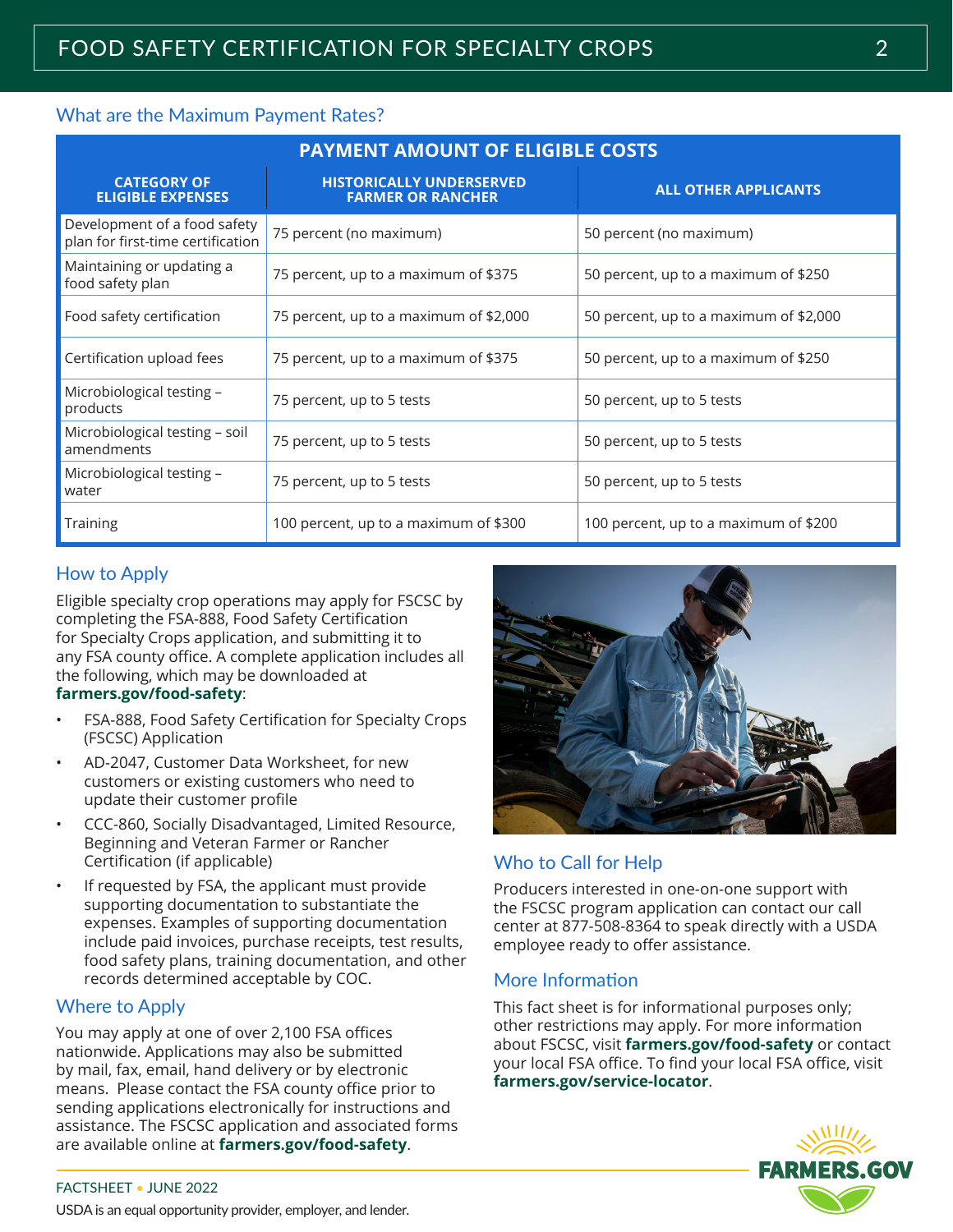## What are the Maximum Payment Rates?

| PAYMENT AMOUNT OF ELIGIBLE COSTS | | |
|---|---|---|
| CATEGORY OF ELIGIBLE EXPENSES | HISTORICALLY UNDERSERVED FARMER OR RANCHER | ALL OTHER APPLICANTS |
| Development of a food safety plan for first-time certification | 75 percent (no maximum) | 50 percent (no maximum) |
| Maintaining or updating a food safety plan | 75 percent, up to a maximum of $375 | 50 percent, up to a maximum of $250 |
| Food safety certification | 75 percent, up to a maximum of $2,000 | 50 percent, up to a maximum of $2,000 |
| Certification upload fees | 75 percent, up to a maximum of $375 | 50 percent, up to a maximum of $250 |
| Microbiological testing – products | 75 percent, up to 5 tests | 50 percent, up to 5 tests |
| Microbiological testing – soil amendments | 75 percent, up to 5 tests | 50 percent, up to 5 tests |
| Microbiological testing – water | 75 percent, up to 5 tests | 50 percent, up to 5 tests |
| Training | 100 percent, up to a maximum of $300 | 100 percent, up to a maximum of $200 |

## How to Apply

Eligible specialty crop operations may apply for FSCSC by completing the FSA-888, Food Safety Certification for Specialty Crops application, and submitting it to any FSA county office. A complete application includes all the following, which may be downloaded at **farmers.gov/food-safety**:

- FSA-888, Food Safety Certification for Specialty Crops (FSCSC) Application
- AD-2047, Customer Data Worksheet, for new customers or existing customers who need to update their customer profile
- CCC-860, Socially Disadvantaged, Limited Resource, Beginning and Veteran Farmer or Rancher Certification (if applicable)
- If requested by FSA, the applicant must provide supporting documentation to substantiate the expenses. Examples of supporting documentation include paid invoices, purchase receipts, test results, food safety plans, training documentation, and other records determined acceptable by COC.

## Where to Apply

You may apply at one of over 2,100 FSA offices nationwide. Applications may also be submitted by mail, fax, email, hand delivery or by electronic means. Please contact the FSA county office prior to sending applications electronically for instructions and assistance. The FSCSC application and associated forms are available online at **farmers.gov/food-safety**.

## Who to Call for Help

Producers interested in one-on-one support with the FSCSC program application can contact our call center at 877-508-8364 to speak directly with a USDA employee ready to offer assistance.

## More Information

This fact sheet is for informational purposes only; other restrictions may apply. For more information about FSCSC, visit **farmers.gov/food-safety** or contact your local FSA office. To find your local FSA office, visit **farmers.gov/service-locator**.

FACTSHEET • JUNE 2022

USDA is an equal opportunity provider, employer, and lender.